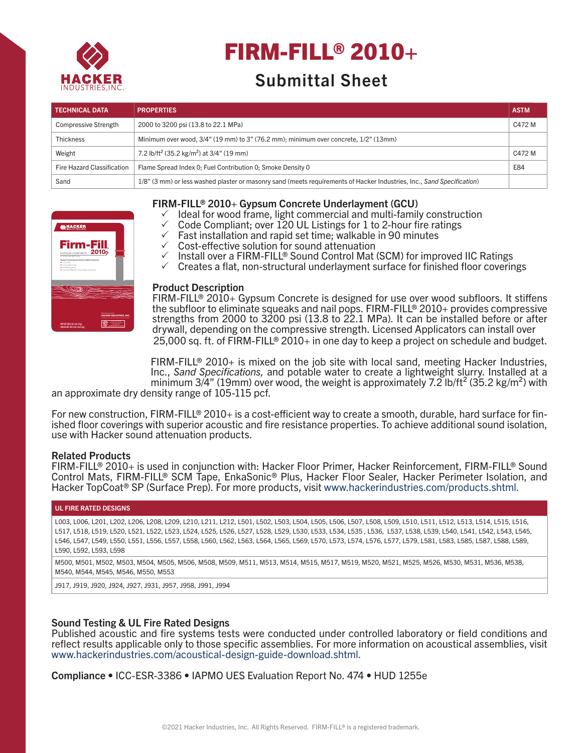# FIRM-FILL® 2010+

## Submittal Sheet

| TECHNICAL DATA | PROPERTIES | ASTM |
|---|---|---|
| Compressive Strength | 2000 to 3200 psi (13.8 to 22.1 MPa) | C472 M |
| Thickness | Minimum over wood, 3/4" (19 mm) to 3" (76.2 mm); minimum over concrete, 1/2" (13mm) | |
| Weight | 7.2 lb/ft$^2$ (35.2 kg/m$^2$) at 3/4" (19 mm) | C472 M |
| Fire Hazard Classification | Flame Spread Index 0; Fuel Contribution 0; Smoke Density 0 | E84 |
| Sand | 1/8" (3 mm) or less washed plaster or masonry sand (meets requirements of Hacker Industries, Inc., *Sand Specification*) | |

### FIRM-FILL® 2010+ Gypsum Concrete Underlayment (GCU)

- ✓ Ideal for wood frame, light commercial and multi-family construction
- ✓ Code Compliant; over 120 UL Listings for 1 to 2-hour fire ratings
- ✓ Fast installation and rapid set time; walkable in 90 minutes
- ✓ Cost-effective solution for sound attenuation
- ✓ Install over a FIRM-FILL® Sound Control Mat (SCM) for improved IIC Ratings
- ✓ Creates a flat, non-structural underlayment surface for finished floor coverings

### Product Description

FIRM-FILL® 2010+ Gypsum Concrete is designed for use over wood subfloors. It stiffens the subfloor to eliminate squeaks and nail pops. FIRM-FILL® 2010+ provides compressive strengths from 2000 to 3200 psi (13.8 to 22.1 MPa). It can be installed before or after drywall, depending on the compressive strength. Licensed Applicators can install over 25,000 sq. ft. of FIRM-FILL® 2010+ in one day to keep a project on schedule and budget.

FIRM-FILL® 2010+ is mixed on the job site with local sand, meeting Hacker Industries, Inc., *Sand Specifications,* and potable water to create a lightweight slurry. Installed at a minimum 3/4" (19mm) over wood, the weight is approximately 7.2 lb/ft$^2$ (35.2 kg/m$^2$) with an approximate dry density range of 105-115 pcf.

For new construction, FIRM-FILL® 2010+ is a cost-efficient way to create a smooth, durable, hard surface for finished floor coverings with superior acoustic and fire resistance properties. To achieve additional sound isolation, use with Hacker sound attenuation products.

### Related Products

FIRM-FILL® 2010+ is used in conjunction with: Hacker Floor Primer, Hacker Reinforcement, FIRM-FILL® Sound Control Mats, FIRM-FILL® SCM Tape, EnkaSonic® Plus, Hacker Floor Sealer, Hacker Perimeter Isolation, and Hacker TopCoat® SP (Surface Prep). For more products, visit www.hackerindustries.com/products.shtml.

| UL FIRE RATED DESIGNS |
|---|
| L003, L006, L201, L202, L206, L208, L209, L210, L211, L212, L501, L502, L503, L504, L505, L506, L507, L508, L509, L510, L511, L512, L513, L514, L515, L516, L517, L518, L519, L520, L521, L522, L523, L524, L525, L526, L527, L528, L529, L530, L533, L534, L535 , L536, L537, L538, L539, L540, L541, L542, L543, L545, L546, L547, L549, L550, L551, L556, L557, L558, L560, L562, L563, L564, L565, L569, L570, L573, L574, L576, L577, L579, L581, L583, L585, L587, L588, L589, L590, L592, L593, L598 |
| M500, M501, M502, M503, M504, M505, M506, M508, M509, M511, M513, M514, M515, M517, M519, M520, M521, M525, M526, M530, M531, M536, M538, M540, M544, M545, M546, M550, M553 |
| J917, J919, J920, J924, J927, J931, J957, J958, J991, J994 |

### Sound Testing & UL Fire Rated Designs

Published acoustic and fire systems tests were conducted under controlled laboratory or field conditions and reflect results applicable only to those specific assemblies. For more information on acoustical assemblies, visit www.hackerindustries.com/acoustical-design-guide-download.shtml.

**Compliance** • ICC-ESR-3386 • IAPMO UES Evaluation Report No. 474 • HUD 1255e

©2021 Hacker Industries, Inc. All Rights Reserved. FIRM-FILL® is a registered trademark.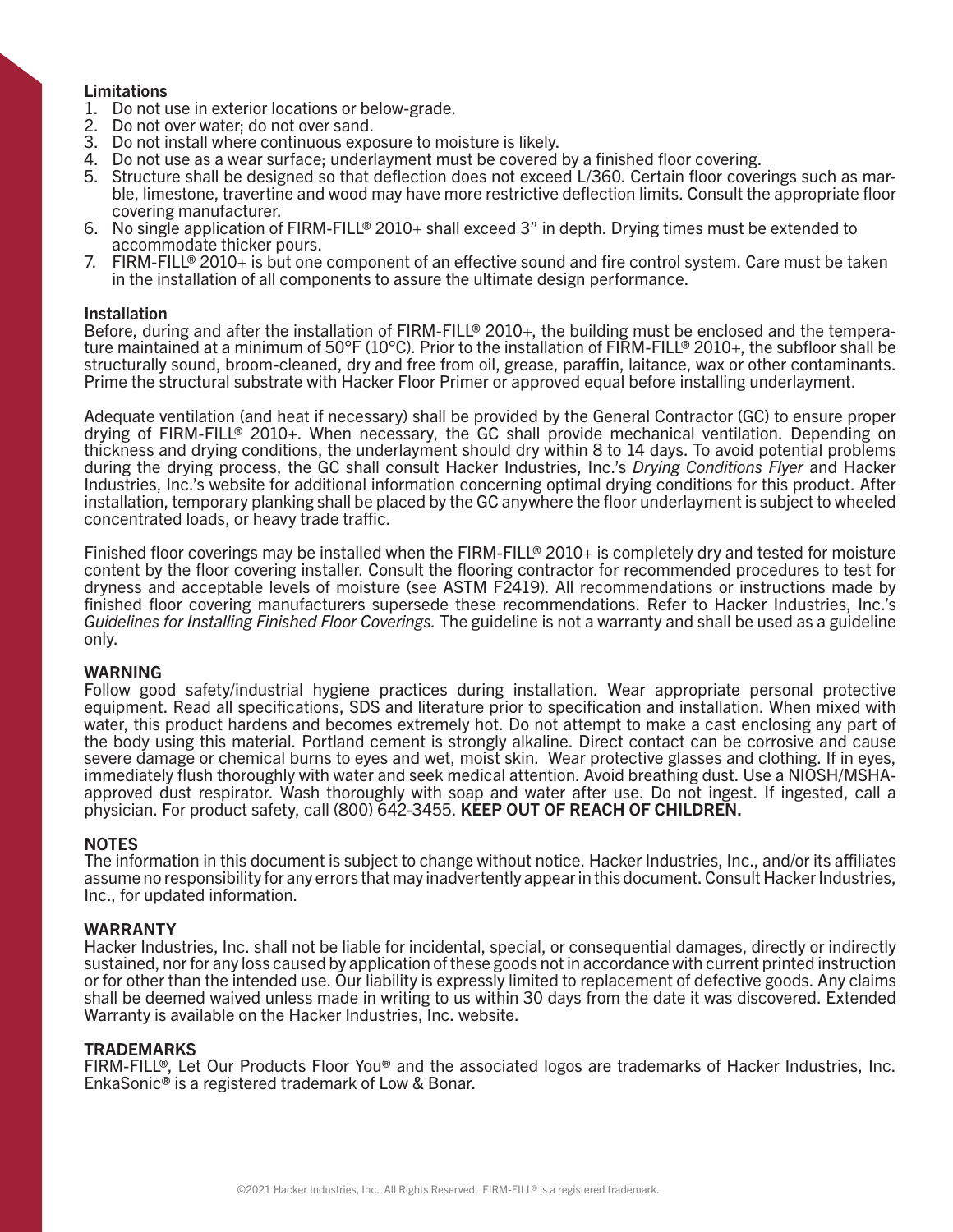**Limitations**

1. Do not use in exterior locations or below-grade.
2. Do not over water; do not over sand.
3. Do not install where continuous exposure to moisture is likely.
4. Do not use as a wear surface; underlayment must be covered by a finished floor covering.
5. Structure shall be designed so that deflection does not exceed L/360. Certain floor coverings such as marble, limestone, travertine and wood may have more restrictive deflection limits. Consult the appropriate floor covering manufacturer.
6. No single application of FIRM-FILL® 2010+ shall exceed 3" in depth. Drying times must be extended to accommodate thicker pours.
7. FIRM-FILL® 2010+ is but one component of an effective sound and fire control system. Care must be taken in the installation of all components to assure the ultimate design performance.

**Installation**

Before, during and after the installation of FIRM-FILL® 2010+, the building must be enclosed and the temperature maintained at a minimum of 50°F (10°C). Prior to the installation of FIRM-FILL® 2010+, the subfloor shall be structurally sound, broom-cleaned, dry and free from oil, grease, paraffin, laitance, wax or other contaminants. Prime the structural substrate with Hacker Floor Primer or approved equal before installing underlayment.

Adequate ventilation (and heat if necessary) shall be provided by the General Contractor (GC) to ensure proper drying of FIRM-FILL® 2010+. When necessary, the GC shall provide mechanical ventilation. Depending on thickness and drying conditions, the underlayment should dry within 8 to 14 days. To avoid potential problems during the drying process, the GC shall consult Hacker Industries, Inc.'s *Drying Conditions Flyer* and Hacker Industries, Inc.'s website for additional information concerning optimal drying conditions for this product. After installation, temporary planking shall be placed by the GC anywhere the floor underlayment is subject to wheeled concentrated loads, or heavy trade traffic.

Finished floor coverings may be installed when the FIRM-FILL® 2010+ is completely dry and tested for moisture content by the floor covering installer. Consult the flooring contractor for recommended procedures to test for dryness and acceptable levels of moisture (see ASTM F2419). All recommendations or instructions made by finished floor covering manufacturers supersede these recommendations. Refer to Hacker Industries, Inc.'s *Guidelines for Installing Finished Floor Coverings.* The guideline is not a warranty and shall be used as a guideline only.

**WARNING**

Follow good safety/industrial hygiene practices during installation. Wear appropriate personal protective equipment. Read all specifications, SDS and literature prior to specification and installation. When mixed with water, this product hardens and becomes extremely hot. Do not attempt to make a cast enclosing any part of the body using this material. Portland cement is strongly alkaline. Direct contact can be corrosive and cause severe damage or chemical burns to eyes and wet, moist skin. Wear protective glasses and clothing. If in eyes, immediately flush thoroughly with water and seek medical attention. Avoid breathing dust. Use a NIOSH/MSHA-approved dust respirator. Wash thoroughly with soap and water after use. Do not ingest. If ingested, call a physician. For product safety, call (800) 642-3455. **KEEP OUT OF REACH OF CHILDREN.**

**NOTES**

The information in this document is subject to change without notice. Hacker Industries, Inc., and/or its affiliates assume no responsibility for any errors that may inadvertently appear in this document. Consult Hacker Industries, Inc., for updated information.

**WARRANTY**

Hacker Industries, Inc. shall not be liable for incidental, special, or consequential damages, directly or indirectly sustained, nor for any loss caused by application of these goods not in accordance with current printed instruction or for other than the intended use. Our liability is expressly limited to replacement of defective goods. Any claims shall be deemed waived unless made in writing to us within 30 days from the date it was discovered. Extended Warranty is available on the Hacker Industries, Inc. website.

**TRADEMARKS**

FIRM-FILL®, Let Our Products Floor You® and the associated logos are trademarks of Hacker Industries, Inc. EnkaSonic® is a registered trademark of Low & Bonar.

©2021 Hacker Industries, Inc. All Rights Reserved. FIRM-FILL® is a registered trademark.